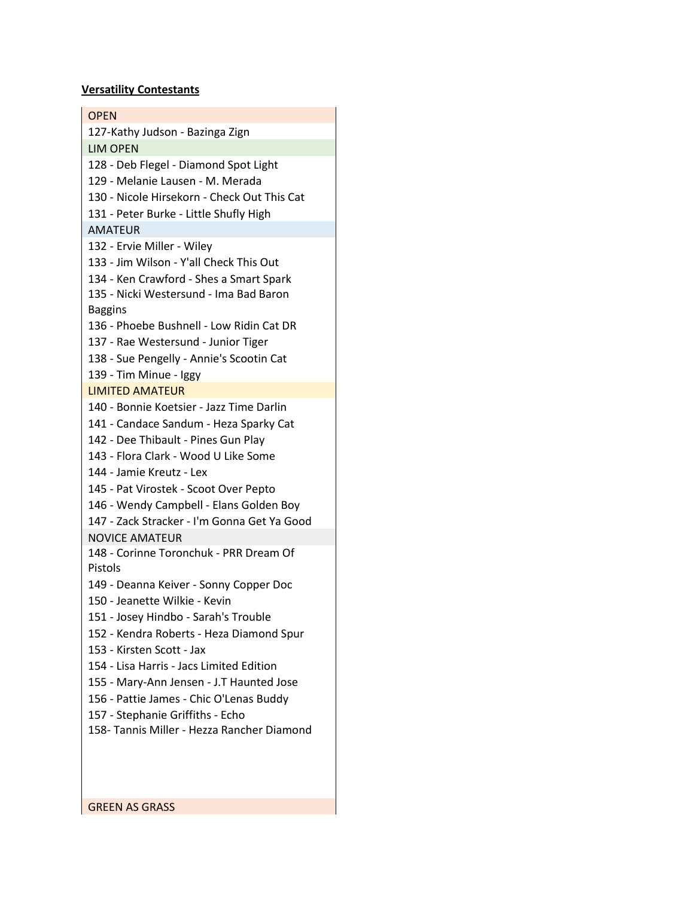**<u>Versatility Contestants</u>**

| OPEN |
|---|
| 127-Kathy Judson - Bazinga Zign |
| LIM OPEN |
| 128 - Deb Flegel - Diamond Spot Light |
| 129 - Melanie Lausen - M. Merada |
| 130 - Nicole Hirsekorn - Check Out This Cat |
| 131 - Peter Burke - Little Shufly High |
| AMATEUR |
| 132 - Ervie Miller - Wiley |
| 133 - Jim Wilson - Y'all Check This Out |
| 134 - Ken Crawford - Shes a Smart Spark |
| 135 - Nicki Westersund - Ima Bad Baron Baggins |
| 136 - Phoebe Bushnell - Low Ridin Cat DR |
| 137 - Rae Westersund - Junior Tiger |
| 138 - Sue Pengelly - Annie's Scootin Cat |
| 139 - Tim Minue - Iggy |
| LIMITED AMATEUR |
| 140 - Bonnie Koetsier - Jazz Time Darlin |
| 141 - Candace Sandum - Heza Sparky Cat |
| 142 - Dee Thibault - Pines Gun Play |
| 143 - Flora Clark - Wood U Like Some |
| 144 - Jamie Kreutz - Lex |
| 145 - Pat Virostek - Scoot Over Pepto |
| 146 - Wendy Campbell - Elans Golden Boy |
| 147 - Zack Stracker - I'm Gonna Get Ya Good |
| NOVICE AMATEUR |
| 148 - Corinne Toronchuk - PRR Dream Of Pistols |
| 149 - Deanna Keiver - Sonny Copper Doc |
| 150 - Jeanette Wilkie - Kevin |
| 151 - Josey Hindbo - Sarah's Trouble |
| 152 - Kendra Roberts - Heza Diamond Spur |
| 153 - Kirsten Scott - Jax |
| 154 - Lisa Harris - Jacs Limited Edition |
| 155 - Mary-Ann Jensen - J.T Haunted Jose |
| 156 - Pattie James - Chic O'Lenas Buddy |
| 157 - Stephanie Griffiths - Echo |
| 158- Tannis Miller - Hezza Rancher Diamond |
| GREEN AS GRASS |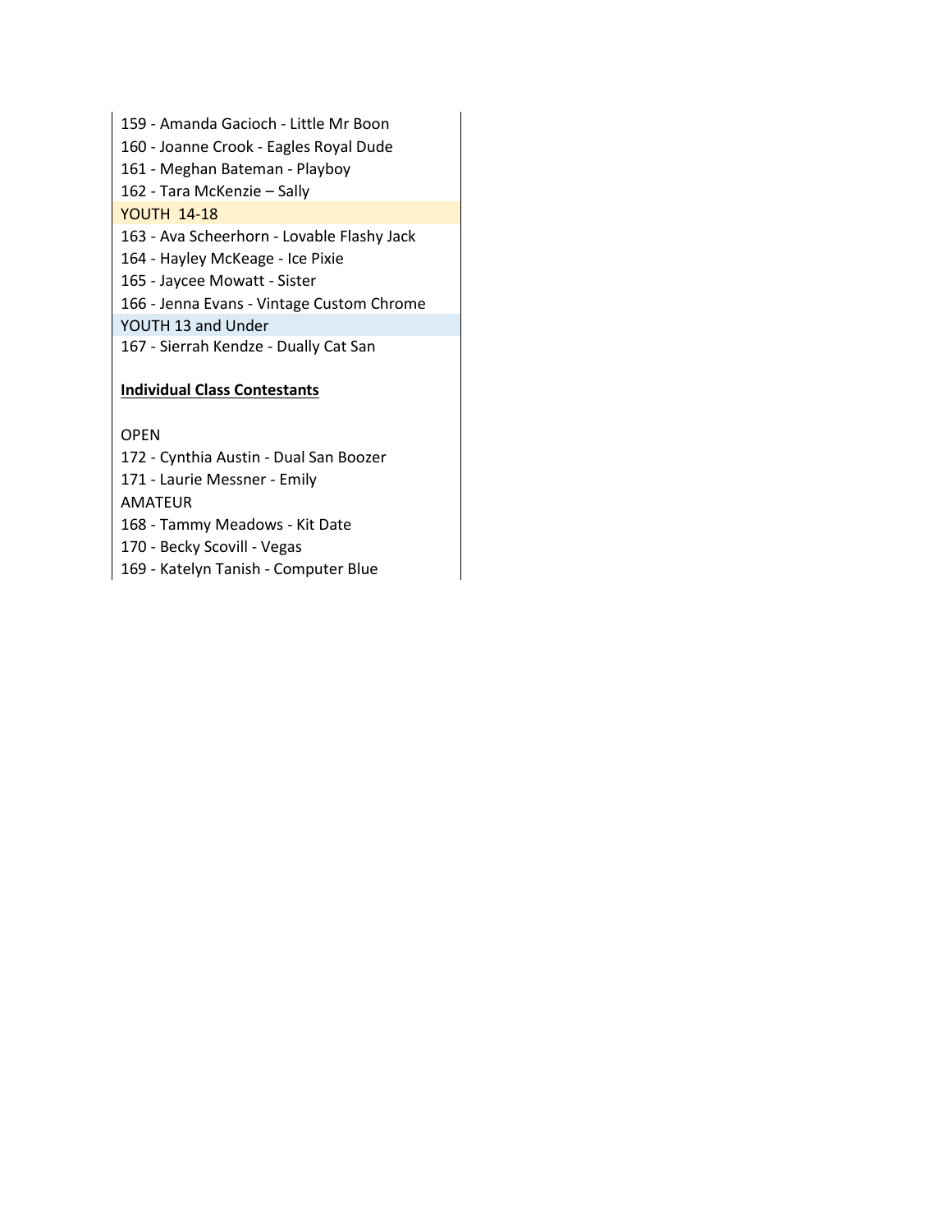159 - Amanda Gacioch - Little Mr Boon
160 - Joanne Crook - Eagles Royal Dude
161 - Meghan Bateman - Playboy
162 - Tara McKenzie – Sally

YOUTH 14-18

163 - Ava Scheerhorn - Lovable Flashy Jack
164 - Hayley McKeage - Ice Pixie
165 - Jaycee Mowatt - Sister
166 - Jenna Evans - Vintage Custom Chrome

YOUTH 13 and Under

167 - Sierrah Kendze - Dually Cat San

**Individual Class Contestants**

OPEN

172 - Cynthia Austin - Dual San Boozer
171 - Laurie Messner - Emily

AMATEUR

168 - Tammy Meadows - Kit Date
170 - Becky Scovill - Vegas
169 - Katelyn Tanish - Computer Blue